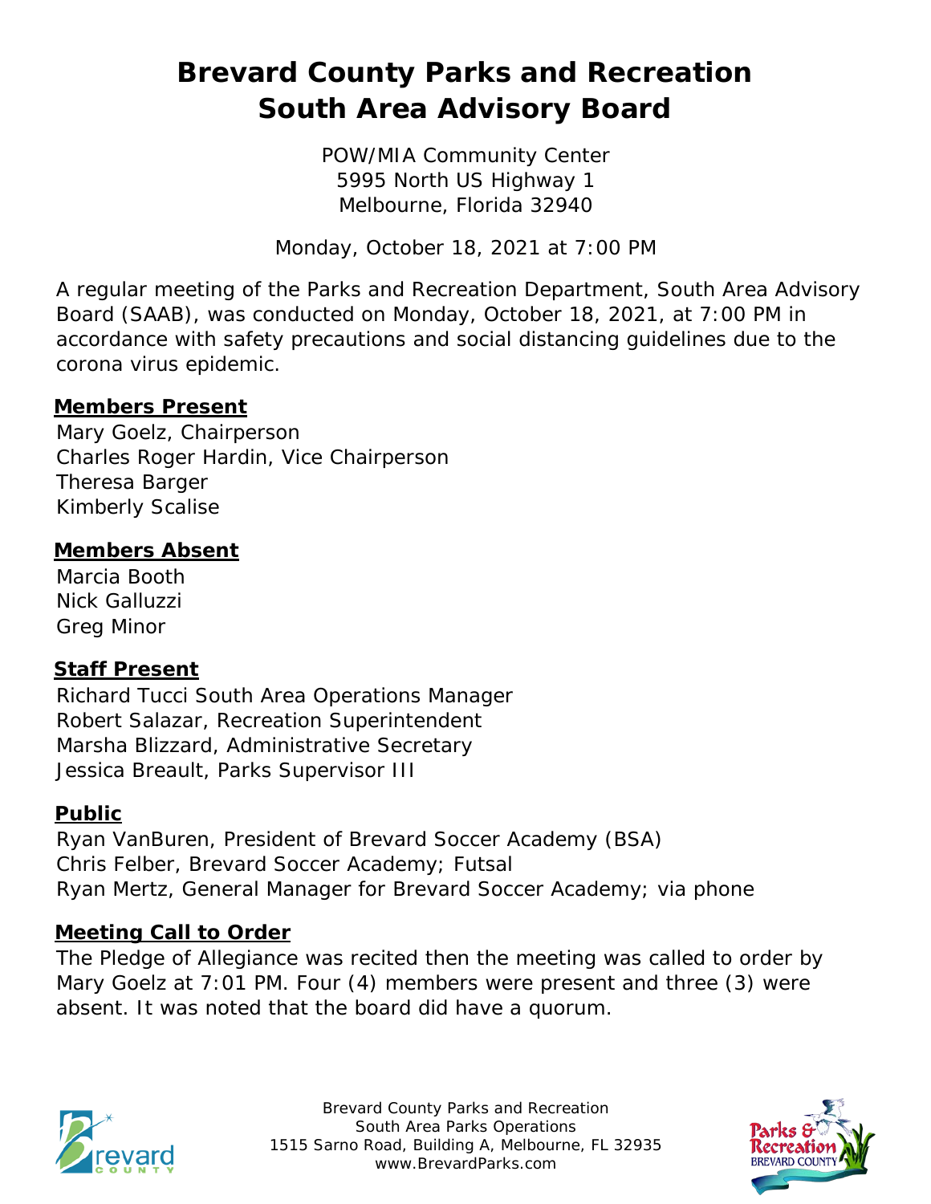# Brevard County Parks and Recreation
# South Area Advisory Board

POW/MIA Community Center
5995 North US Highway 1
Melbourne, Florida 32940

Monday, October 18, 2021 at 7:00 PM

A regular meeting of the Parks and Recreation Department, South Area Advisory Board (SAAB), was conducted on Monday, October 18, 2021, at 7:00 PM in accordance with safety precautions and social distancing guidelines due to the corona virus epidemic.

## Members Present

Mary Goelz, Chairperson
Charles Roger Hardin, Vice Chairperson
Theresa Barger
Kimberly Scalise

## Members Absent

Marcia Booth
Nick Galluzzi
Greg Minor

## Staff Present

Richard Tucci South Area Operations Manager
Robert Salazar, Recreation Superintendent
Marsha Blizzard, Administrative Secretary
Jessica Breault, Parks Supervisor III

## Public

Ryan VanBuren, President of Brevard Soccer Academy (BSA)
Chris Felber, Brevard Soccer Academy; Futsal
Ryan Mertz, General Manager for Brevard Soccer Academy; via phone

## Meeting Call to Order

The Pledge of Allegiance was recited then the meeting was called to order by Mary Goelz at 7:01 PM. Four (4) members were present and three (3) were absent. It was noted that the board did have a quorum.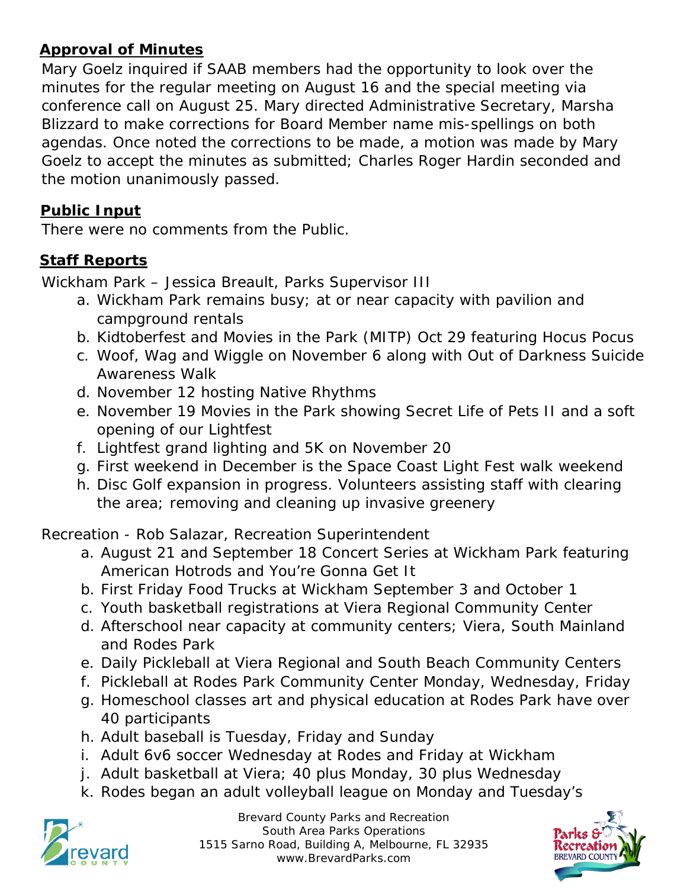## Approval of Minutes

Mary Goelz inquired if SAAB members had the opportunity to look over the minutes for the regular meeting on August 16 and the special meeting via conference call on August 25. Mary directed Administrative Secretary, Marsha Blizzard to make corrections for Board Member name mis-spellings on both agendas. Once noted the corrections to be made, a motion was made by Mary Goelz to accept the minutes as submitted; Charles Roger Hardin seconded and the motion unanimously passed.

## Public Input

There were no comments from the Public.

## Staff Reports

Wickham Park – Jessica Breault, Parks Supervisor III

a. Wickham Park remains busy; at or near capacity with pavilion and campground rentals
b. Kidtoberfest and Movies in the Park (MITP) Oct 29 featuring Hocus Pocus
c. Woof, Wag and Wiggle on November 6 along with Out of Darkness Suicide Awareness Walk
d. November 12 hosting Native Rhythms
e. November 19 Movies in the Park showing Secret Life of Pets II and a soft opening of our Lightfest
f. Lightfest grand lighting and 5K on November 20
g. First weekend in December is the Space Coast Light Fest walk weekend
h. Disc Golf expansion in progress. Volunteers assisting staff with clearing the area; removing and cleaning up invasive greenery

Recreation - Rob Salazar, Recreation Superintendent

a. August 21 and September 18 Concert Series at Wickham Park featuring American Hotrods and You're Gonna Get It
b. First Friday Food Trucks at Wickham September 3 and October 1
c. Youth basketball registrations at Viera Regional Community Center
d. Afterschool near capacity at community centers; Viera, South Mainland and Rodes Park
e. Daily Pickleball at Viera Regional and South Beach Community Centers
f. Pickleball at Rodes Park Community Center Monday, Wednesday, Friday
g. Homeschool classes art and physical education at Rodes Park have over 40 participants
h. Adult baseball is Tuesday, Friday and Sunday
i. Adult 6v6 soccer Wednesday at Rodes and Friday at Wickham
j. Adult basketball at Viera; 40 plus Monday, 30 plus Wednesday
k. Rodes began an adult volleyball league on Monday and Tuesday's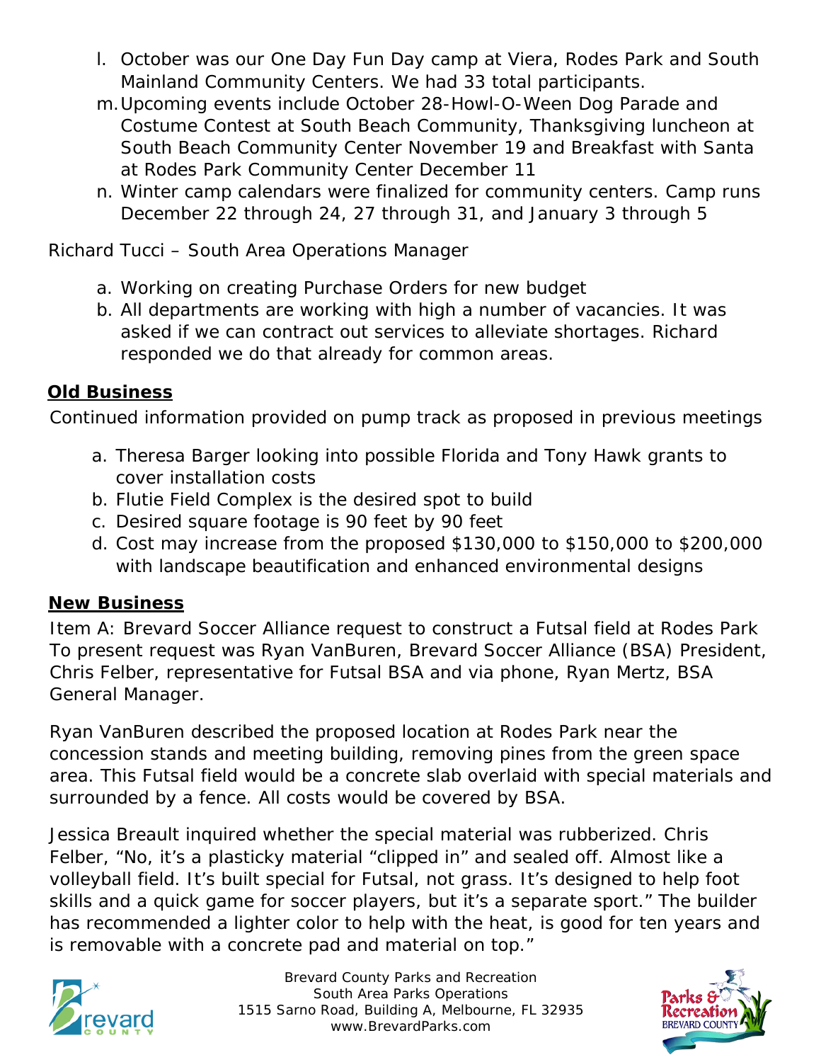l. October was our One Day Fun Day camp at Viera, Rodes Park and South Mainland Community Centers. We had 33 total participants.
m. Upcoming events include October 28-Howl-O-Ween Dog Parade and Costume Contest at South Beach Community, Thanksgiving luncheon at South Beach Community Center November 19 and Breakfast with Santa at Rodes Park Community Center December 11
n. Winter camp calendars were finalized for community centers. Camp runs December 22 through 24, 27 through 31, and January 3 through 5

Richard Tucci – South Area Operations Manager

a. Working on creating Purchase Orders for new budget
b. All departments are working with high a number of vacancies. It was asked if we can contract out services to alleviate shortages. Richard responded we do that already for common areas.

## Old Business

Continued information provided on pump track as proposed in previous meetings

a. Theresa Barger looking into possible Florida and Tony Hawk grants to cover installation costs
b. Flutie Field Complex is the desired spot to build
c. Desired square footage is 90 feet by 90 feet
d. Cost may increase from the proposed $130,000 to $150,000 to $200,000 with landscape beautification and enhanced environmental designs

## New Business

Item A: Brevard Soccer Alliance request to construct a Futsal field at Rodes Park
To present request was Ryan VanBuren, Brevard Soccer Alliance (BSA) President, Chris Felber, representative for Futsal BSA and via phone, Ryan Mertz, BSA General Manager.

Ryan VanBuren described the proposed location at Rodes Park near the concession stands and meeting building, removing pines from the green space area. This Futsal field would be a concrete slab overlaid with special materials and surrounded by a fence. All costs would be covered by BSA.

Jessica Breault inquired whether the special material was rubberized. Chris Felber, "No, it's a plasticky material "clipped in" and sealed off. Almost like a volleyball field. It's built special for Futsal, not grass. It's designed to help foot skills and a quick game for soccer players, but it's a separate sport." The builder has recommended a lighter color to help with the heat, is good for ten years and is removable with a concrete pad and material on top."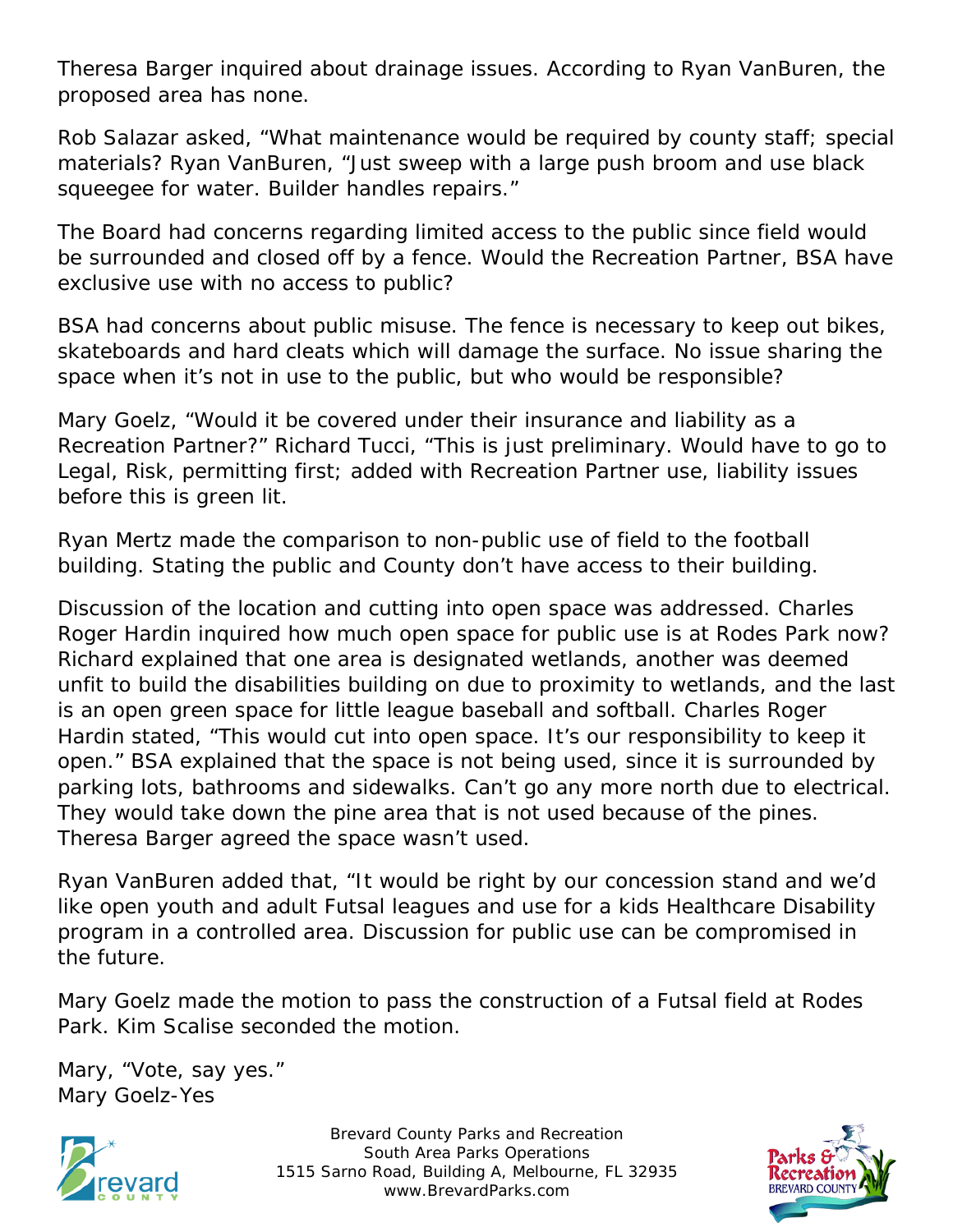Theresa Barger inquired about drainage issues. According to Ryan VanBuren, the proposed area has none.

Rob Salazar asked, “What maintenance would be required by county staff; special materials? Ryan VanBuren, “Just sweep with a large push broom and use black squeegee for water. Builder handles repairs.”

The Board had concerns regarding limited access to the public since field would be surrounded and closed off by a fence. Would the Recreation Partner, BSA have exclusive use with no access to public?

BSA had concerns about public misuse. The fence is necessary to keep out bikes, skateboards and hard cleats which will damage the surface. No issue sharing the space when it’s not in use to the public, but who would be responsible?

Mary Goelz, “Would it be covered under their insurance and liability as a Recreation Partner?” Richard Tucci, “This is just preliminary. Would have to go to Legal, Risk, permitting first; added with Recreation Partner use, liability issues before this is green lit.

Ryan Mertz made the comparison to non-public use of field to the football building. Stating the public and County don’t have access to their building.

Discussion of the location and cutting into open space was addressed. Charles Roger Hardin inquired how much open space for public use is at Rodes Park now? Richard explained that one area is designated wetlands, another was deemed unfit to build the disabilities building on due to proximity to wetlands, and the last is an open green space for little league baseball and softball. Charles Roger Hardin stated, “This would cut into open space. It’s our responsibility to keep it open.” BSA explained that the space is not being used, since it is surrounded by parking lots, bathrooms and sidewalks. Can’t go any more north due to electrical. They would take down the pine area that is not used because of the pines. Theresa Barger agreed the space wasn’t used.

Ryan VanBuren added that, “It would be right by our concession stand and we’d like open youth and adult Futsal leagues and use for a kids Healthcare Disability program in a controlled area. Discussion for public use can be compromised in the future.

Mary Goelz made the motion to pass the construction of a Futsal field at Rodes Park. Kim Scalise seconded the motion.

Mary, “Vote, say yes.”
Mary Goelz-Yes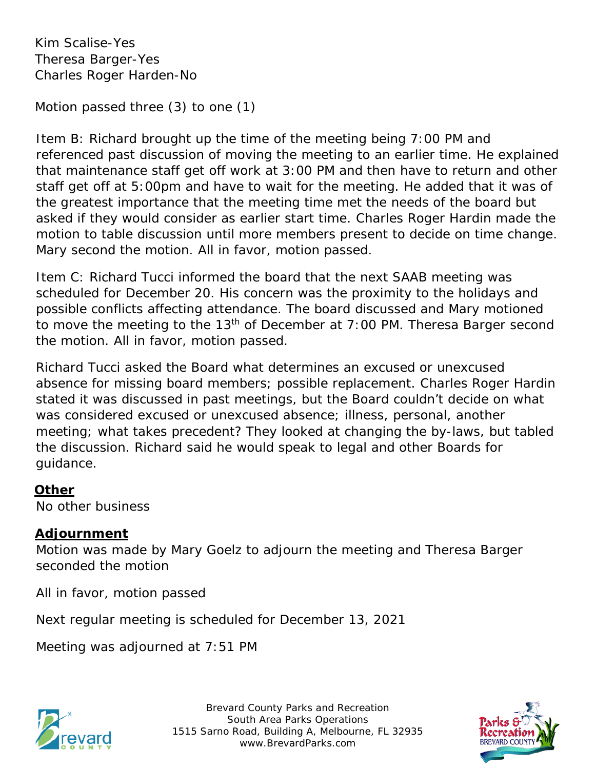Kim Scalise-Yes
Theresa Barger-Yes
Charles Roger Harden-No

Motion passed three (3) to one (1)

Item B: Richard brought up the time of the meeting being 7:00 PM and referenced past discussion of moving the meeting to an earlier time. He explained that maintenance staff get off work at 3:00 PM and then have to return and other staff get off at 5:00pm and have to wait for the meeting. He added that it was of the greatest importance that the meeting time met the needs of the board but asked if they would consider as earlier start time. Charles Roger Hardin made the motion to table discussion until more members present to decide on time change. Mary second the motion. All in favor, motion passed.

Item C: Richard Tucci informed the board that the next SAAB meeting was scheduled for December 20. His concern was the proximity to the holidays and possible conflicts affecting attendance. The board discussed and Mary motioned to move the meeting to the 13th of December at 7:00 PM. Theresa Barger second the motion. All in favor, motion passed.

Richard Tucci asked the Board what determines an excused or unexcused absence for missing board members; possible replacement. Charles Roger Hardin stated it was discussed in past meetings, but the Board couldn't decide on what was considered excused or unexcused absence; illness, personal, another meeting; what takes precedent? They looked at changing the by-laws, but tabled the discussion. Richard said he would speak to legal and other Boards for guidance.

**Other**

No other business

**Adjournment**

Motion was made by Mary Goelz to adjourn the meeting and Theresa Barger seconded the motion

All in favor, motion passed

Next regular meeting is scheduled for December 13, 2021

Meeting was adjourned at 7:51 PM